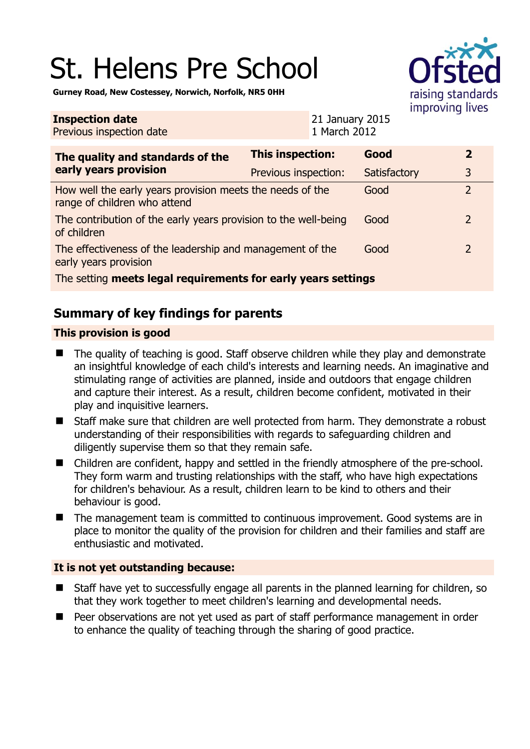# St. Helens Pre School

**Gurney Road, New Costessey, Norwich, Norfolk, NR5 0HH**

| | |
|---|---|
| **Inspection date** | 21 January 2015 |
| Previous inspection date | 1 March 2012 |

| The quality and standards of the early years provision | | | |
|---|---|---|---|
| **The quality and standards of the early years provision** | **This inspection:** | **Good** | **2** |
| | Previous inspection: | Satisfactory | 3 |
| How well the early years provision meets the needs of the range of children who attend | | Good | 2 |
| The contribution of the early years provision to the well-being of children | | Good | 2 |
| The effectiveness of the leadership and management of the early years provision | | Good | 2 |
| The setting **meets legal requirements for early years settings** | | | |

## Summary of key findings for parents

### This provision is good

- The quality of teaching is good. Staff observe children while they play and demonstrate an insightful knowledge of each child's interests and learning needs. An imaginative and stimulating range of activities are planned, inside and outdoors that engage children and capture their interest. As a result, children become confident, motivated in their play and inquisitive learners.
- Staff make sure that children are well protected from harm. They demonstrate a robust understanding of their responsibilities with regards to safeguarding children and diligently supervise them so that they remain safe.
- Children are confident, happy and settled in the friendly atmosphere of the pre-school. They form warm and trusting relationships with the staff, who have high expectations for children's behaviour. As a result, children learn to be kind to others and their behaviour is good.
- The management team is committed to continuous improvement. Good systems are in place to monitor the quality of the provision for children and their families and staff are enthusiastic and motivated.

### It is not yet outstanding because:

- Staff have yet to successfully engage all parents in the planned learning for children, so that they work together to meet children's learning and developmental needs.
- Peer observations are not yet used as part of staff performance management in order to enhance the quality of teaching through the sharing of good practice.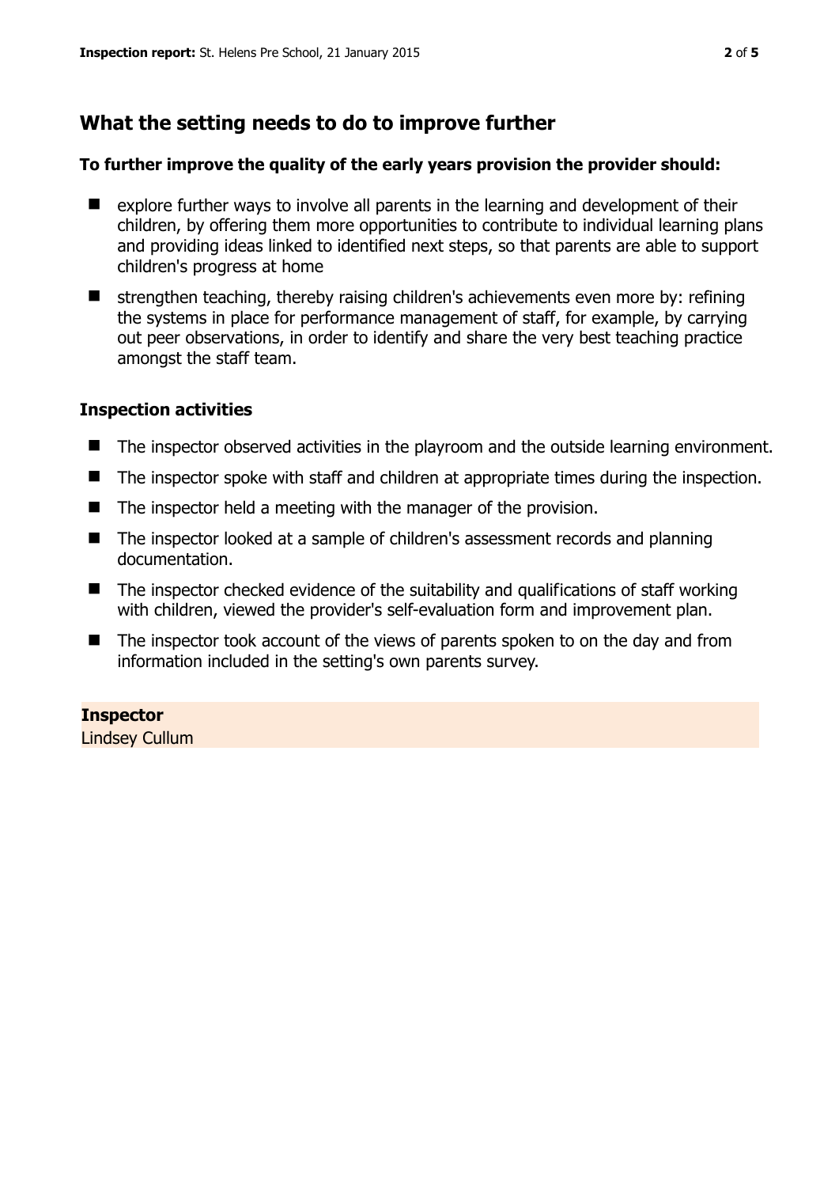## What the setting needs to do to improve further

**To further improve the quality of the early years provision the provider should:**

- explore further ways to involve all parents in the learning and development of their children, by offering them more opportunities to contribute to individual learning plans and providing ideas linked to identified next steps, so that parents are able to support children's progress at home
- strengthen teaching, thereby raising children's achievements even more by: refining the systems in place for performance management of staff, for example, by carrying out peer observations, in order to identify and share the very best teaching practice amongst the staff team.

### Inspection activities

- The inspector observed activities in the playroom and the outside learning environment.
- The inspector spoke with staff and children at appropriate times during the inspection.
- The inspector held a meeting with the manager of the provision.
- The inspector looked at a sample of children's assessment records and planning documentation.
- The inspector checked evidence of the suitability and qualifications of staff working with children, viewed the provider's self-evaluation form and improvement plan.
- The inspector took account of the views of parents spoken to on the day and from information included in the setting's own parents survey.

**Inspector**
Lindsey Cullum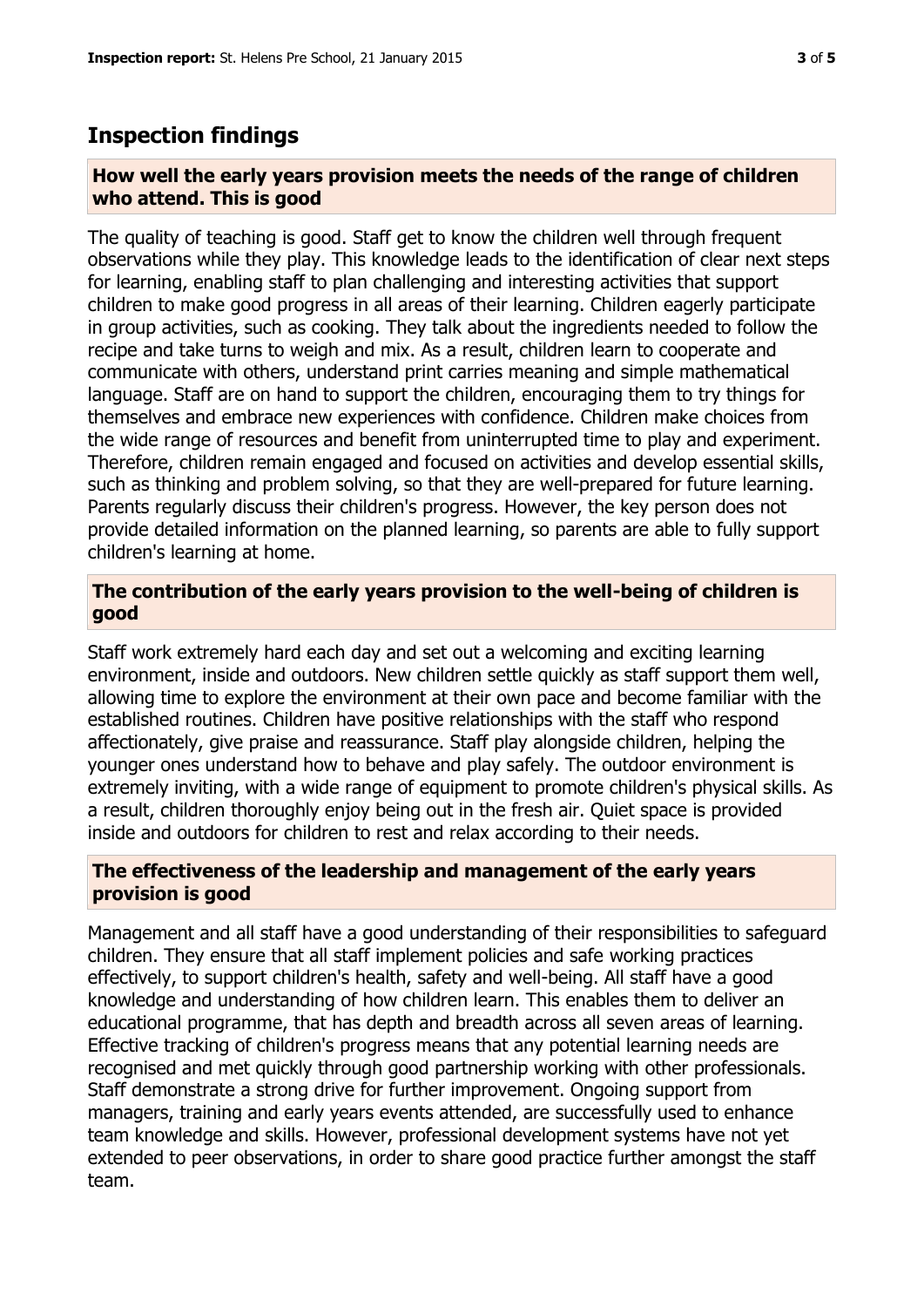## Inspection findings

### How well the early years provision meets the needs of the range of children who attend. This is good

The quality of teaching is good. Staff get to know the children well through frequent observations while they play. This knowledge leads to the identification of clear next steps for learning, enabling staff to plan challenging and interesting activities that support children to make good progress in all areas of their learning. Children eagerly participate in group activities, such as cooking. They talk about the ingredients needed to follow the recipe and take turns to weigh and mix. As a result, children learn to cooperate and communicate with others, understand print carries meaning and simple mathematical language. Staff are on hand to support the children, encouraging them to try things for themselves and embrace new experiences with confidence. Children make choices from the wide range of resources and benefit from uninterrupted time to play and experiment. Therefore, children remain engaged and focused on activities and develop essential skills, such as thinking and problem solving, so that they are well-prepared for future learning. Parents regularly discuss their children's progress. However, the key person does not provide detailed information on the planned learning, so parents are able to fully support children's learning at home.

### The contribution of the early years provision to the well-being of children is good

Staff work extremely hard each day and set out a welcoming and exciting learning environment, inside and outdoors. New children settle quickly as staff support them well, allowing time to explore the environment at their own pace and become familiar with the established routines. Children have positive relationships with the staff who respond affectionately, give praise and reassurance. Staff play alongside children, helping the younger ones understand how to behave and play safely. The outdoor environment is extremely inviting, with a wide range of equipment to promote children's physical skills. As a result, children thoroughly enjoy being out in the fresh air. Quiet space is provided inside and outdoors for children to rest and relax according to their needs.

### The effectiveness of the leadership and management of the early years provision is good

Management and all staff have a good understanding of their responsibilities to safeguard children. They ensure that all staff implement policies and safe working practices effectively, to support children's health, safety and well-being. All staff have a good knowledge and understanding of how children learn. This enables them to deliver an educational programme, that has depth and breadth across all seven areas of learning. Effective tracking of children's progress means that any potential learning needs are recognised and met quickly through good partnership working with other professionals. Staff demonstrate a strong drive for further improvement. Ongoing support from managers, training and early years events attended, are successfully used to enhance team knowledge and skills. However, professional development systems have not yet extended to peer observations, in order to share good practice further amongst the staff team.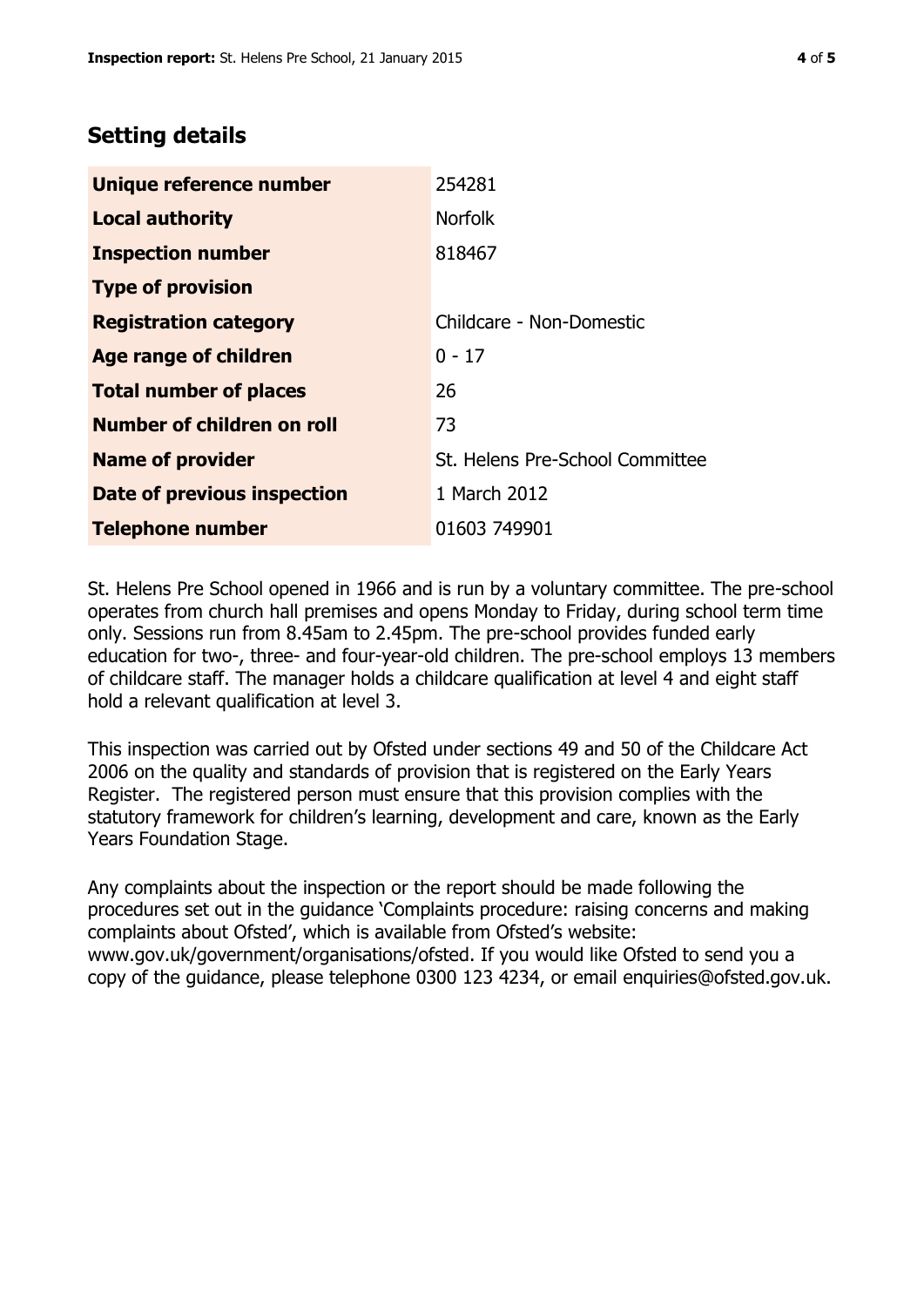## Setting details

| | |
|---|---|
| **Unique reference number** | 254281 |
| **Local authority** | Norfolk |
| **Inspection number** | 818467 |
| **Type of provision** | |
| **Registration category** | Childcare - Non-Domestic |
| **Age range of children** | 0 - 17 |
| **Total number of places** | 26 |
| **Number of children on roll** | 73 |
| **Name of provider** | St. Helens Pre-School Committee |
| **Date of previous inspection** | 1 March 2012 |
| **Telephone number** | 01603 749901 |

St. Helens Pre School opened in 1966 and is run by a voluntary committee. The pre-school operates from church hall premises and opens Monday to Friday, during school term time only. Sessions run from 8.45am to 2.45pm. The pre-school provides funded early education for two-, three- and four-year-old children. The pre-school employs 13 members of childcare staff. The manager holds a childcare qualification at level 4 and eight staff hold a relevant qualification at level 3.

This inspection was carried out by Ofsted under sections 49 and 50 of the Childcare Act 2006 on the quality and standards of provision that is registered on the Early Years Register. The registered person must ensure that this provision complies with the statutory framework for children's learning, development and care, known as the Early Years Foundation Stage.

Any complaints about the inspection or the report should be made following the procedures set out in the guidance 'Complaints procedure: raising concerns and making complaints about Ofsted', which is available from Ofsted's website: www.gov.uk/government/organisations/ofsted. If you would like Ofsted to send you a copy of the guidance, please telephone 0300 123 4234, or email enquiries@ofsted.gov.uk.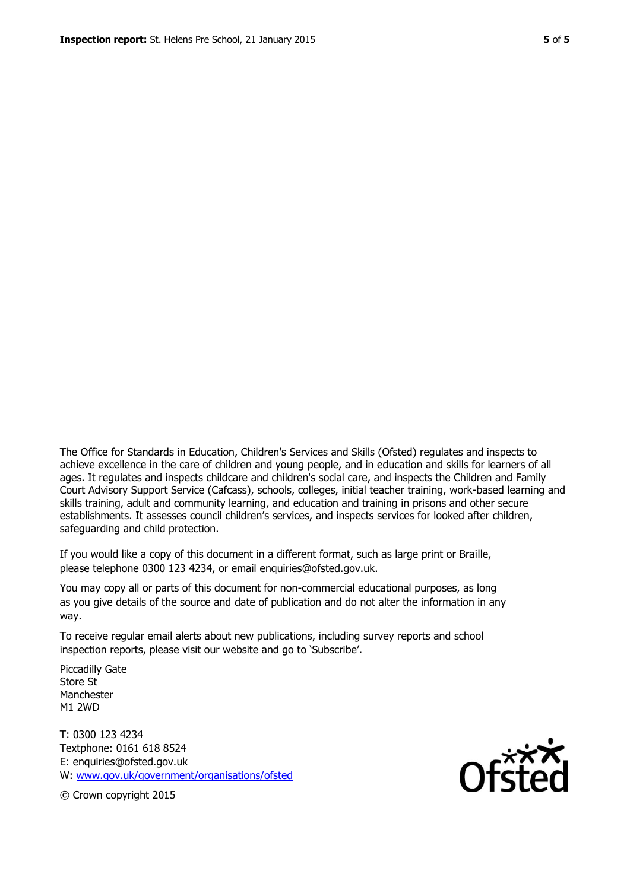The Office for Standards in Education, Children's Services and Skills (Ofsted) regulates and inspects to achieve excellence in the care of children and young people, and in education and skills for learners of all ages. It regulates and inspects childcare and children's social care, and inspects the Children and Family Court Advisory Support Service (Cafcass), schools, colleges, initial teacher training, work-based learning and skills training, adult and community learning, and education and training in prisons and other secure establishments. It assesses council children's services, and inspects services for looked after children, safeguarding and child protection.

If you would like a copy of this document in a different format, such as large print or Braille, please telephone 0300 123 4234, or email enquiries@ofsted.gov.uk.

You may copy all or parts of this document for non-commercial educational purposes, as long as you give details of the source and date of publication and do not alter the information in any way.

To receive regular email alerts about new publications, including survey reports and school inspection reports, please visit our website and go to 'Subscribe'.

Piccadilly Gate
Store St
Manchester
M1 2WD

T: 0300 123 4234
Textphone: 0161 618 8524
E: enquiries@ofsted.gov.uk
W: www.gov.uk/government/organisations/ofsted

© Crown copyright 2015